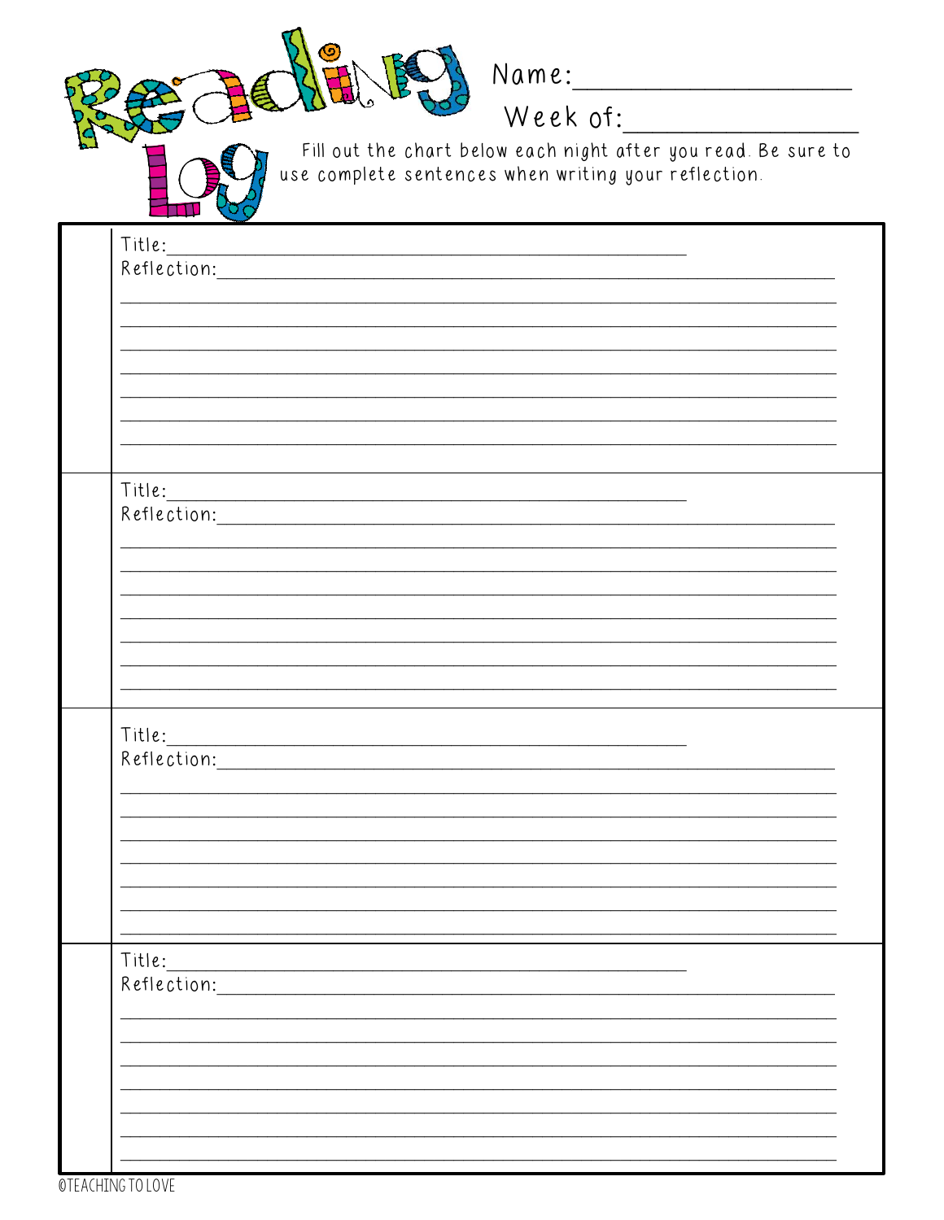# Reading Log

Name:\_\_\_\_\_\_\_\_\_\_\_\_\_\_\_\_\_\_\_\_

Week of:\_\_\_\_\_\_\_\_\_\_\_\_\_\_\_\_\_\_

Fill out the chart below each night after you read. Be sure to use complete sentences when writing your reflection.

| | |
|---|---|
| | Title:\_\_\_\_\_\_\_\_\_\_\_\_\_\_\_\_\_\_\_\_\_\_\_\_\_\_\_\_\_\_\_\_\_\_\_\_\_\_\_\_ <br> Reflection:\_\_\_\_\_\_\_\_\_\_\_\_\_\_\_\_\_\_\_\_\_\_\_\_\_\_\_\_\_\_\_\_\_\_\_\_\_\_\_\_ |
| | Title:\_\_\_\_\_\_\_\_\_\_\_\_\_\_\_\_\_\_\_\_\_\_\_\_\_\_\_\_\_\_\_\_\_\_\_\_\_\_\_\_ <br> Reflection:\_\_\_\_\_\_\_\_\_\_\_\_\_\_\_\_\_\_\_\_\_\_\_\_\_\_\_\_\_\_\_\_\_\_\_\_\_\_\_\_ |
| | Title:\_\_\_\_\_\_\_\_\_\_\_\_\_\_\_\_\_\_\_\_\_\_\_\_\_\_\_\_\_\_\_\_\_\_\_\_\_\_\_\_ <br> Reflection:\_\_\_\_\_\_\_\_\_\_\_\_\_\_\_\_\_\_\_\_\_\_\_\_\_\_\_\_\_\_\_\_\_\_\_\_\_\_\_\_ |
| | Title:\_\_\_\_\_\_\_\_\_\_\_\_\_\_\_\_\_\_\_\_\_\_\_\_\_\_\_\_\_\_\_\_\_\_\_\_\_\_\_\_ <br> Reflection:\_\_\_\_\_\_\_\_\_\_\_\_\_\_\_\_\_\_\_\_\_\_\_\_\_\_\_\_\_\_\_\_\_\_\_\_\_\_\_\_ |

©TEACHING TO LOVE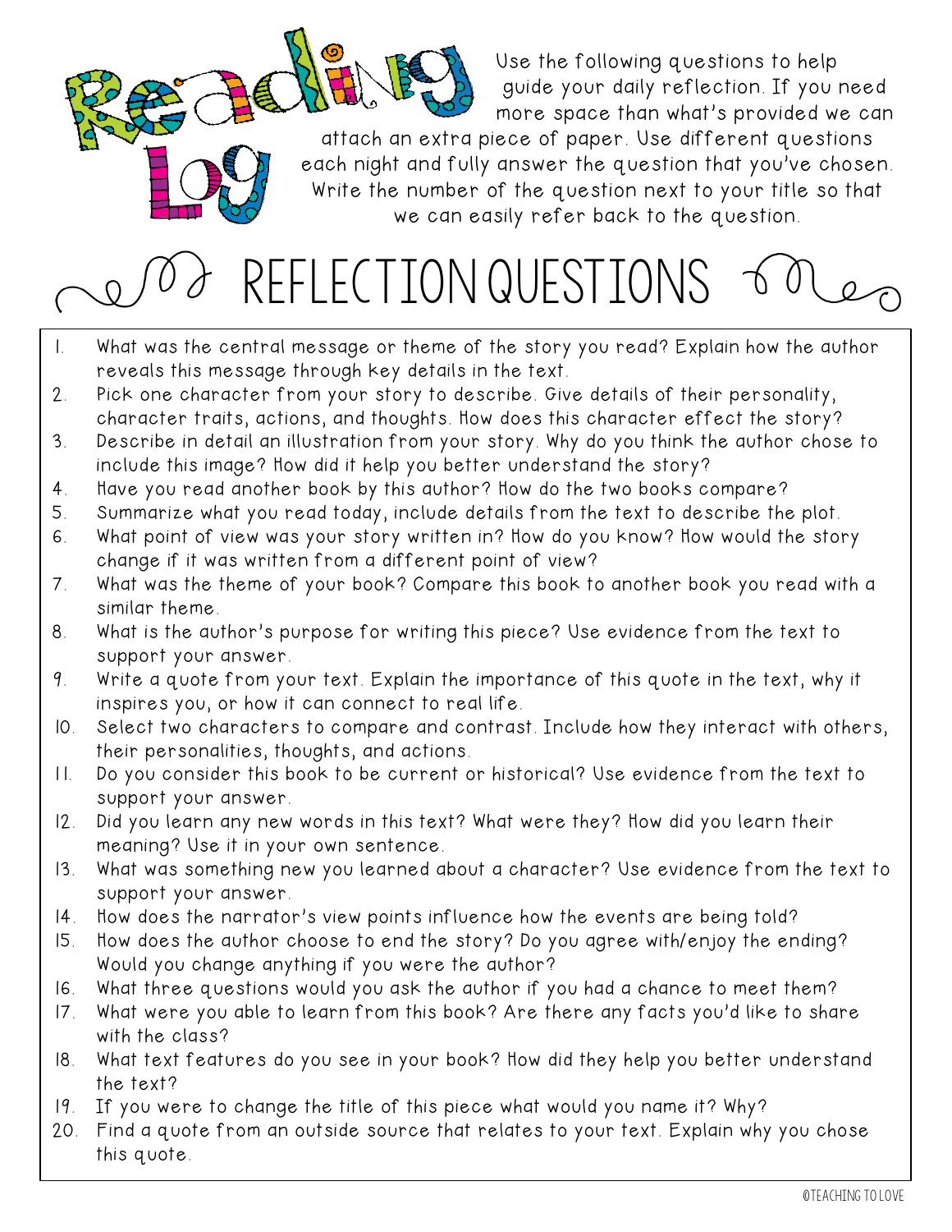# Reading Log

Use the following questions to help guide your daily reflection. If you need more space than what's provided we can attach an extra piece of paper. Use different questions each night and fully answer the question that you've chosen. Write the number of the question next to your title so that we can easily refer back to the question.

## REFLECTION QUESTIONS

1. What was the central message or theme of the story you read? Explain how the author reveals this message through key details in the text.
2. Pick one character from your story to describe. Give details of their personality, character traits, actions, and thoughts. How does this character effect the story?
3. Describe in detail an illustration from your story. Why do you think the author chose to include this image? How did it help you better understand the story?
4. Have you read another book by this author? How do the two books compare?
5. Summarize what you read today, include details from the text to describe the plot.
6. What point of view was your story written in? How do you know? How would the story change if it was written from a different point of view?
7. What was the theme of your book? Compare this book to another book you read with a similar theme.
8. What is the author's purpose for writing this piece? Use evidence from the text to support your answer.
9. Write a quote from your text. Explain the importance of this quote in the text, why it inspires you, or how it can connect to real life.
10. Select two characters to compare and contrast. Include how they interact with others, their personalities, thoughts, and actions.
11. Do you consider this book to be current or historical? Use evidence from the text to support your answer.
12. Did you learn any new words in this text? What were they? How did you learn their meaning? Use it in your own sentence.
13. What was something new you learned about a character? Use evidence from the text to support your answer.
14. How does the narrator's view points influence how the events are being told?
15. How does the author choose to end the story? Do you agree with/enjoy the ending? Would you change anything if you were the author?
16. What three questions would you ask the author if you had a chance to meet them?
17. What were you able to learn from this book? Are there any facts you'd like to share with the class?
18. What text features do you see in your book? How did they help you better understand the text?
19. If you were to change the title of this piece what would you name it? Why?
20. Find a quote from an outside source that relates to your text. Explain why you chose this quote.

©TEACHING TO LOVE